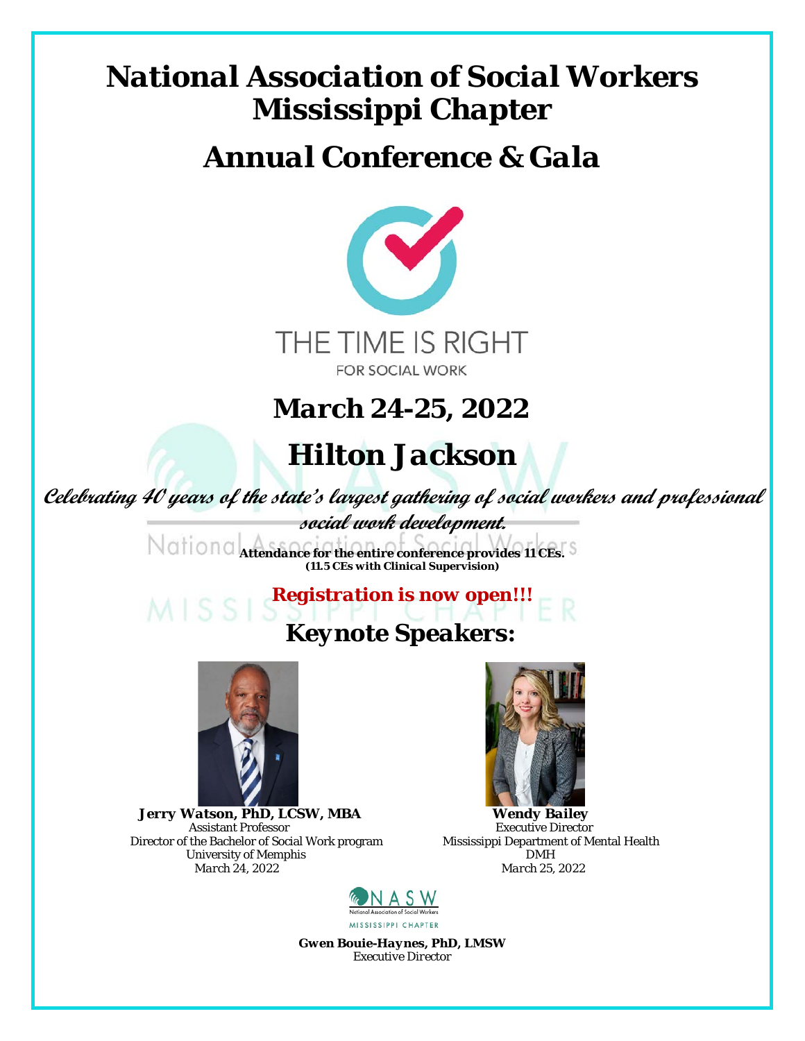# National Association of Social Workers Mississippi Chapter

## Annual Conference & Gala

THE TIME IS RIGHT

FOR SOCIAL WORK

## March 24-25, 2022

## Hilton Jackson

***Celebrating 40 years of the state's largest gathering of social workers and professional social work development.***

***Attendance for the entire conference provides 11 CEs.***
***(11.5 CEs with Clinical Supervision)***

***Registration is now open!!!***

## Keynote Speakers:

**Jerry Watson, PhD, LCSW, MBA**
Assistant Professor
Director of the Bachelor of Social Work program
University of Memphis
*March 24, 2022*

**Wendy Bailey**
Executive Director
Mississippi Department of Mental Health
DMH
*March 25, 2022*

NASW
National Association of Social Workers
MISSISSIPPI CHAPTER

**Gwen Bouie-Haynes, PhD, LMSW**
*Executive Director*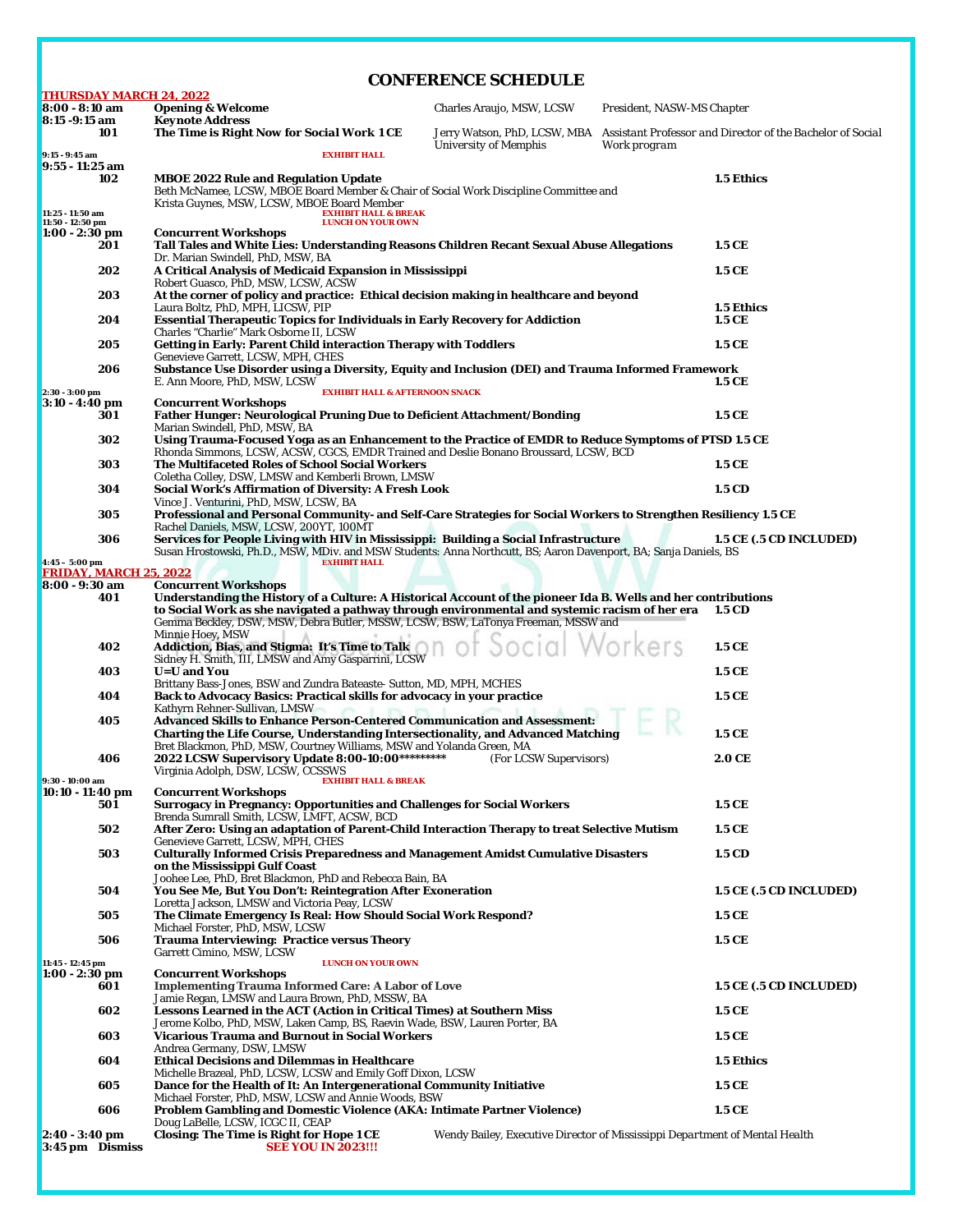# CONFERENCE SCHEDULE

## THURSDAY MARCH 24, 2022

**8:00 - 8:10 am** — **Opening & Welcome** — Charles Araujo, MSW, LCSW — *President, NASW-MS Chapter*

**8:15 -9:15 am** — **Keynote Address**

- **101** — **The Time is Right Now for Social Work 1 CE** — Jerry Watson, PhD, LCSW, MBA, University of Memphis — *Assistant Professor and Director of the Bachelor of Social Work program*

**9:15 - 9:45 am** — EXHIBIT HALL

**9:55 - 11:25 am**

- **102** — **MBOE 2022 Rule and Regulation Update** — **1.5 Ethics**
  Beth McNamee, LCSW, MBOE Board Member & Chair of Social Work Discipline Committee and Krista Guynes, MSW, LCSW, MBOE Board Member

**11:25 - 11:50 am** — EXHIBIT HALL & BREAK

**11:50 - 12:50 pm** — LUNCH ON YOUR OWN

**1:00 - 2:30 pm** — **Concurrent Workshops**

- **201** — **Tall Tales and White Lies: Understanding Reasons Children Recant Sexual Abuse Allegations** — **1.5 CE**
  Dr. Marian Swindell, PhD, MSW, BA
- **202** — **A Critical Analysis of Medicaid Expansion in Mississippi** — **1.5 CE**
  Robert Guasco, PhD, MSW, LCSW, ACSW
- **203** — **At the corner of policy and practice: Ethical decision making in healthcare and beyond** — **1.5 Ethics**
  Laura Boltz, PhD, MPH, LICSW, PIP
- **204** — **Essential Therapeutic Topics for Individuals in Early Recovery for Addiction** — **1.5 CE**
  Charles "Charlie" Mark Osborne II, LCSW
- **205** — **Getting in Early: Parent Child interaction Therapy with Toddlers** — **1.5 CE**
  Genevieve Garrett, LCSW, MPH, CHES
- **206** — **Substance Use Disorder using a Diversity, Equity and Inclusion (DEI) and Trauma Informed Framework** — **1.5 CE**
  E. Ann Moore, PhD, MSW, LCSW

**2:30 - 3:00 pm** — EXHIBIT HALL & AFTERNOON SNACK

**3:10 - 4:40 pm** — **Concurrent Workshops**

- **301** — **Father Hunger: Neurological Pruning Due to Deficient Attachment/Bonding** — **1.5 CE**
  Marian Swindell, PhD, MSW, BA
- **302** — **Using Trauma-Focused Yoga as an Enhancement to the Practice of EMDR to Reduce Symptoms of PTSD** — **1.5 CE**
  Rhonda Simmons, LCSW, ACSW, CGCS, EMDR Trained and Deslie Bonano Broussard, LCSW, BCD
- **303** — **The Multifaceted Roles of School Social Workers** — **1.5 CE**
  Coletha Colley, DSW, LMSW and Kemberli Brown, LMSW
- **304** — **Social Work's Affirmation of Diversity: A Fresh Look** — **1.5 CD**
  Vince J. Venturini, PhD, MSW, LCSW, BA
- **305** — **Professional and Personal Community- and Self-Care Strategies for Social Workers to Strengthen Resiliency** — **1.5 CE**
  Rachel Daniels, MSW, LCSW, 200YT, 100MT
- **306** — **Services for People Living with HIV in Mississippi: Building a Social Infrastructure** — **1.5 CE (.5 CD INCLUDED)**
  Susan Hrostowski, Ph.D., MSW, MDiv. and MSW Students: Anna Northcutt, BS; Aaron Davenport, BA; Sanja Daniels, BS

**4:45 – 5:00 pm** — EXHIBIT HALL

## FRIDAY, MARCH 25, 2022

**8:00 - 9:30 am** — **Concurrent Workshops**

- **401** — **Understanding the History of a Culture: A Historical Account of the pioneer Ida B. Wells and her contributions to Social Work as she navigated a pathway through environmental and systemic racism of her era** — **1.5 CD**
  Gemma Beckley, DSW, MSW, Debra Butler, MSSW, LCSW, BSW, LaTonya Freeman, MSSW and Minnie Hoey, MSW
- **402** — **Addiction, Bias, and Stigma: It's Time to Talk** — **1.5 CE**
  Sidney H. Smith, III, LMSW and Amy Gasparrini, LCSW
- **403** — **U=U and You** — **1.5 CE**
  Brittany Bass-Jones, BSW and Zundra Bateaste- Sutton, MD, MPH, MCHES
- **404** — **Back to Advocacy Basics: Practical skills for advocacy in your practice** — **1.5 CE**
  Kathyrn Rehner-Sullivan, LMSW
- **405** — **Advanced Skills to Enhance Person-Centered Communication and Assessment: Charting the Life Course, Understanding Intersectionality, and Advanced Matching** — **1.5 CE**
  Bret Blackmon, PhD, MSW, Courtney Williams, MSW and Yolanda Green, MA
- **406** — **2022 LCSW Supervisory Update 8:00-10:00\*\*\*\*\*\*\*\*\*** (For LCSW Supervisors) — **2.0 CE**
  Virginia Adolph, DSW, LCSW, CCSSWS

**9:30 - 10:00 am** — EXHIBIT HALL & BREAK

**10:10 - 11:40 pm** — **Concurrent Workshops**

- **501** — **Surrogacy in Pregnancy: Opportunities and Challenges for Social Workers** — **1.5 CE**
  Brenda Sumrall Smith, LCSW, LMFT, ACSW, BCD
- **502** — **After Zero: Using an adaptation of Parent-Child Interaction Therapy to treat Selective Mutism** — **1.5 CE**
  Genevieve Garrett, LCSW, MPH, CHES
- **503** — **Culturally Informed Crisis Preparedness and Management Amidst Cumulative Disasters on the Mississippi Gulf Coast** — **1.5 CD**
  Joohee Lee, PhD, Bret Blackmon, PhD and Rebecca Bain, BA
- **504** — **You See Me, But You Don't: Reintegration After Exoneration** — **1.5 CE (.5 CD INCLUDED)**
  Loretta Jackson, LMSW and Victoria Peay, LCSW
- **505** — **The Climate Emergency Is Real: How Should Social Work Respond?** — **1.5 CE**
  Michael Forster, PhD, MSW, LCSW
- **506** — **Trauma Interviewing: Practice versus Theory** — **1.5 CE**
  Garrett Cimino, MSW, LCSW

**11:45 - 12:45 pm** — LUNCH ON YOUR OWN

**1:00 - 2:30 pm** — **Concurrent Workshops**

- **601** — **Implementing Trauma Informed Care: A Labor of Love** — **1.5 CE (.5 CD INCLUDED)**
  Jamie Regan, LMSW and Laura Brown, PhD, MSSW, BA
- **602** — **Lessons Learned in the ACT (Action in Critical Times) at Southern Miss** — **1.5 CE**
  Jerome Kolbo, PhD, MSW, Laken Camp, BS, Raevin Wade, BSW, Lauren Porter, BA
- **603** — **Vicarious Trauma and Burnout in Social Workers** — **1.5 CE**
  Andrea Germany, DSW, LMSW
- **604** — **Ethical Decisions and Dilemmas in Healthcare** — **1.5 Ethics**
  Michelle Brazeal, PhD, LCSW, LCSW and Emily Goff Dixon, LCSW
- **605** — **Dance for the Health of It: An Intergenerational Community Initiative** — **1.5 CE**
  Michael Forster, PhD, MSW, LCSW and Annie Woods, BSW
- **606** — **Problem Gambling and Domestic Violence (AKA: Intimate Partner Violence)** — **1.5 CE**
  Doug LaBelle, LCSW, ICGC II, CEAP

**2:40 - 3:40 pm** — **Closing: The Time is Right for Hope 1 CE** — Wendy Bailey, Executive Director of Mississippi Department of Mental Health

**3:45 pm Dismiss** — SEE YOU IN 2023!!!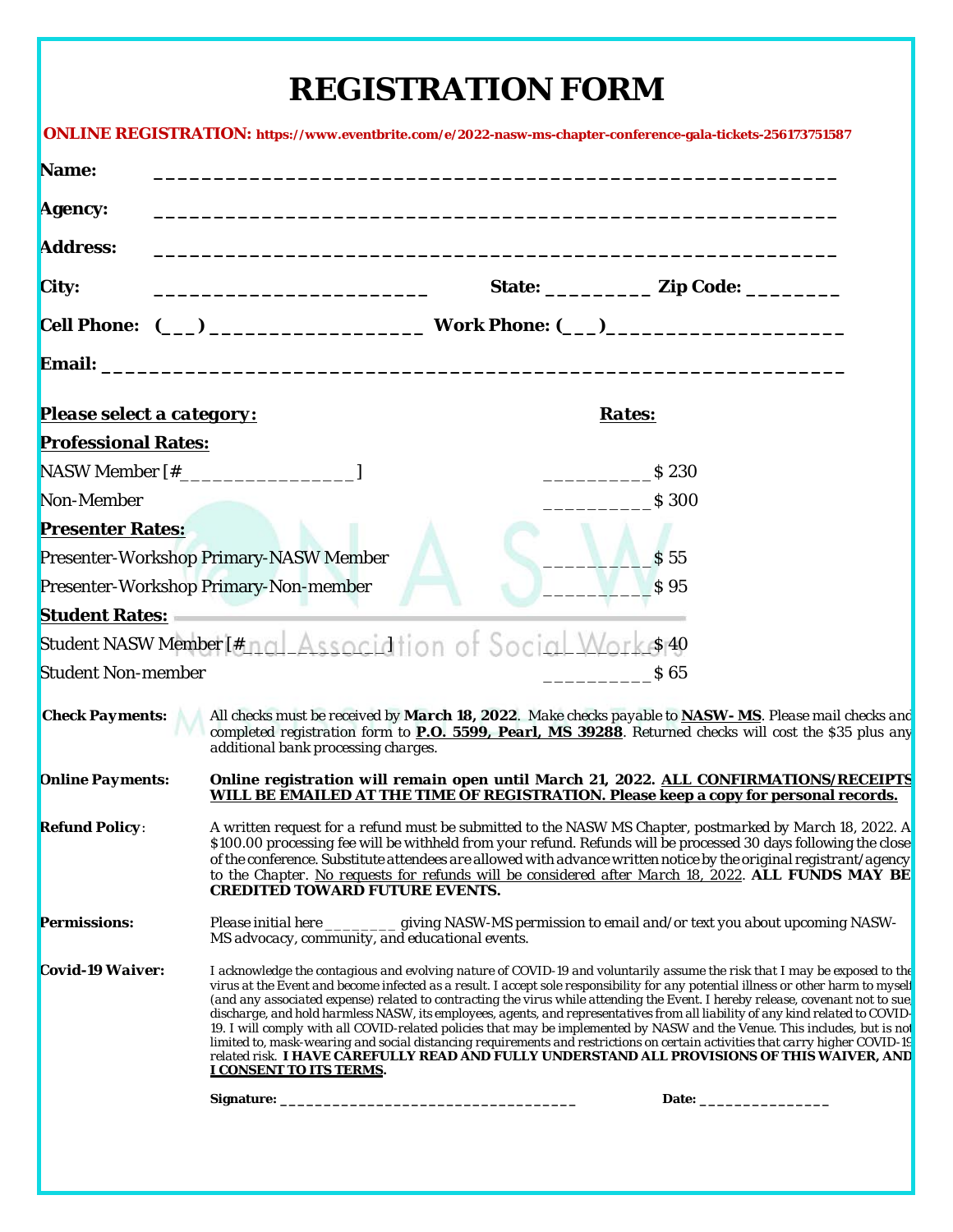# REGISTRATION FORM

**ONLINE REGISTRATION: https://www.eventbrite.com/e/2022-nasw-ms-chapter-conference-gala-tickets-256173751587**

**Name:** ___________________________________________________________

**Agency:** ___________________________________________________________

**Address:** ___________________________________________________________

**City:** ________________________ **State:** _________ **Zip Code:** ________

**Cell Phone:** (___) __________________ **Work Phone:** (___)____________________

**Email:** ______________________________________________________________

| ***Please select a category:*** | ***Rates:*** |
|---|---|
| **Professional Rates:** | |
| NASW Member [#________________] | __________ $ 230 |
| Non-Member | __________ $ 300 |
| **Presenter Rates:** | |
| Presenter-Workshop Primary-NASW Member | __________ $ 55 |
| Presenter-Workshop Primary-Non-member | __________ $ 95 |
| **Student Rates:** | |
| Student NASW Member [#________________] | __________ $ 40 |
| Student Non-member | __________ $ 65 |

**Check Payments:** *All checks must be received by* **March 18, 2022**. *Make checks payable to* **NASW- MS**. *Please mail checks and completed registration form to* **P.O. 5599, Pearl, MS 39288**. *Returned checks will cost the $35 plus any additional bank processing charges.*

**Online Payments:** **Online registration will remain open until March 21, 2022. ALL CONFIRMATIONS/RECEIPTS WILL BE EMAILED AT THE TIME OF REGISTRATION. Please keep a copy for personal records.**

**Refund Policy**: A written request for a refund must be submitted to the NASW MS Chapter, postmarked by *March 18, 2022*. A $100.00 processing fee will be withheld from your refund. Refunds will be processed 30 days following the close of the conference. Substitute attendees are allowed with advance written notice by the original registrant/agency to the Chapter. No requests for refunds will be considered after March 18, 2022. **ALL FUNDS MAY BE CREDITED TOWARD FUTURE EVENTS.**

**Permissions:** *Please initial here ________ giving NASW-MS permission to email and/or text you about upcoming NASW-MS advocacy, community, and educational events.*

**Covid-19 Waiver:** *I acknowledge the contagious and evolving nature of COVID-19 and voluntarily assume the risk that I may be exposed to the virus at the Event and become infected as a result. I accept sole responsibility for any potential illness or other harm to myself (and any associated expense) related to contracting the virus while attending the Event. I hereby release, covenant not to sue, discharge, and hold harmless NASW, its employees, agents, and representatives from all liability of any kind related to COVID-19. I will comply with all COVID-related policies that may be implemented by NASW and the Venue. This includes, but is not limited to, mask-wearing and social distancing requirements and restrictions on certain activities that carry higher COVID-19 related risk.* **I HAVE CAREFULLY READ AND FULLY UNDERSTAND ALL PROVISIONS OF THIS WAIVER, AND I CONSENT TO ITS TERMS.**

**Signature:** ___________________________________ **Date:** _______________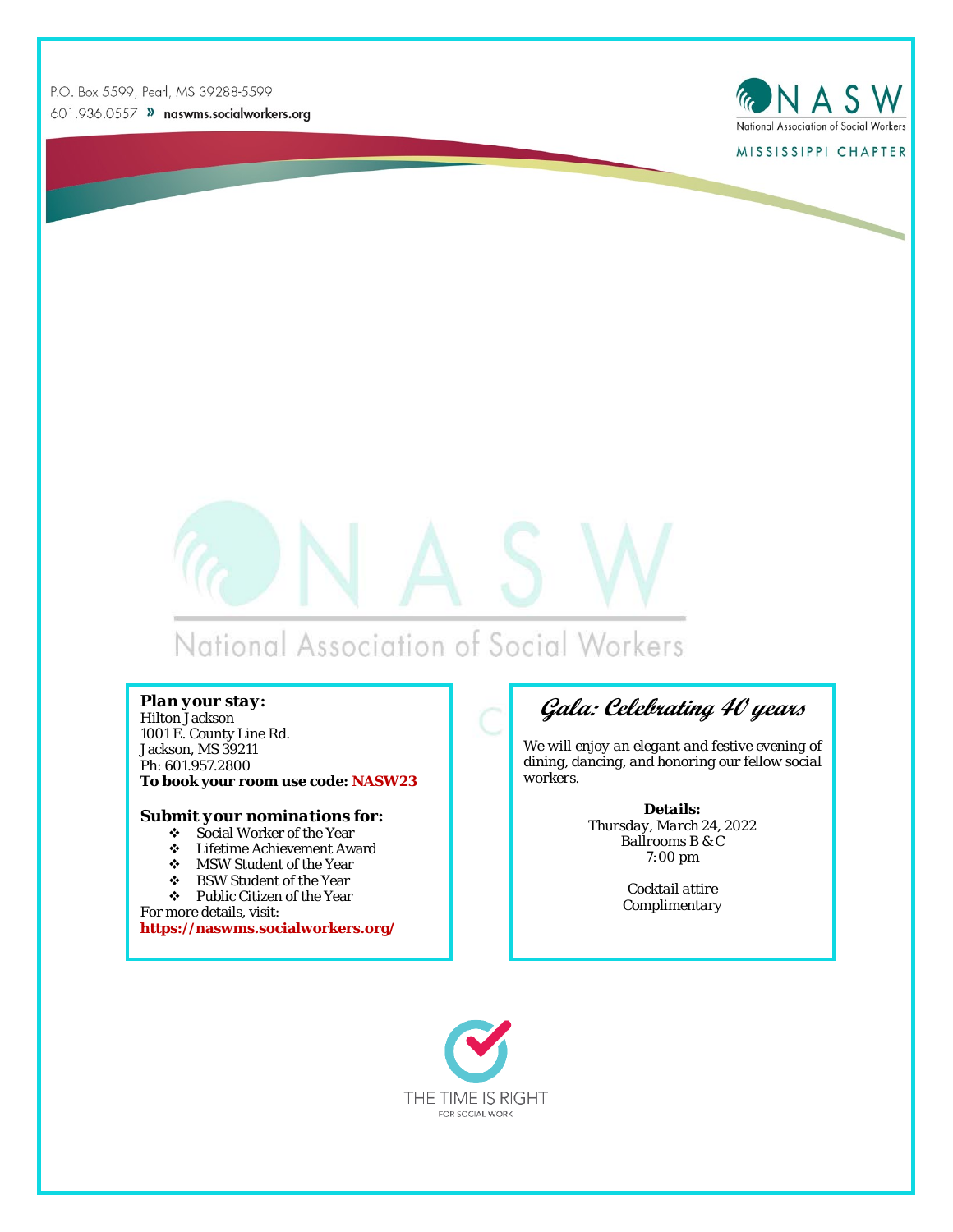P.O. Box 5599, Pearl, MS 39288-5599
601.936.0557 » naswms.socialworkers.org

NASW
National Association of Social Workers
MISSISSIPPI CHAPTER

**Plan your stay:**
Hilton Jackson
1001 E. County Line Rd.
Jackson, MS 39211
Ph: 601.957.2800
**To book your room use code: NASW23**

**Submit your nominations for:**

- Social Worker of the Year
- Lifetime Achievement Award
- MSW Student of the Year
- BSW Student of the Year
- Public Citizen of the Year

For more details, visit:
**https://naswms.socialworkers.org/**

## *Gala: Celebrating 40 years*

*We will enjoy an elegant and festive evening of dining, dancing, and honoring our fellow social workers.*

**Details:**
Thursday, March 24, 2022
Ballrooms B & C
7:00 pm

*Cocktail attire*
*Complimentary*

THE TIME IS RIGHT
FOR SOCIAL WORK